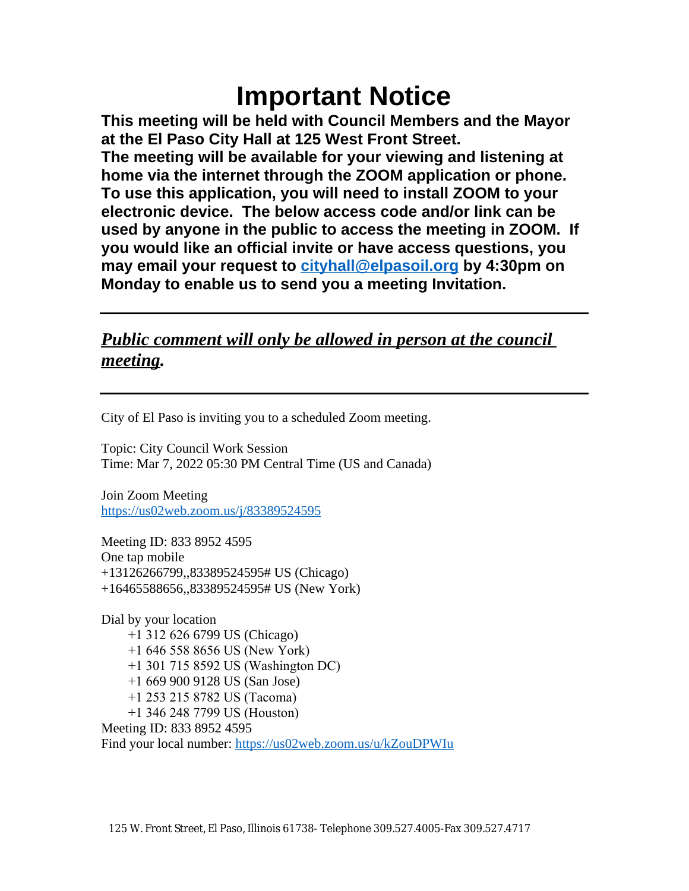# Important Notice

**This meeting will be held with Council Members and the Mayor at the El Paso City Hall at 125 West Front Street.**
**The meeting will be available for your viewing and listening at home via the internet through the ZOOM application or phone. To use this application, you will need to install ZOOM to your electronic device. The below access code and/or link can be used by anyone in the public to access the meeting in ZOOM. If you would like an official invite or have access questions, you may email your request to [cityhall@elpasoil.org](mailto:cityhall@elpasoil.org) by 4:30pm on Monday to enable us to send you a meeting Invitation.**

---

***Public comment will only be allowed in person at the council meeting.***

---

City of El Paso is inviting you to a scheduled Zoom meeting.

Topic: City Council Work Session
Time: Mar 7, 2022 05:30 PM Central Time (US and Canada)

Join Zoom Meeting
[https://us02web.zoom.us/j/83389524595](https://us02web.zoom.us/j/83389524595)

Meeting ID: 833 8952 4595
One tap mobile
+13126266799,,83389524595# US (Chicago)
+16465588656,,83389524595# US (New York)

Dial by your location
- +1 312 626 6799 US (Chicago)
- +1 646 558 8656 US (New York)
- +1 301 715 8592 US (Washington DC)
- +1 669 900 9128 US (San Jose)
- +1 253 215 8782 US (Tacoma)
- +1 346 248 7799 US (Houston)

Meeting ID: 833 8952 4595
Find your local number: [https://us02web.zoom.us/u/kZouDPWIu](https://us02web.zoom.us/u/kZouDPWIu)

125 W. Front Street, El Paso, Illinois 61738- Telephone 309.527.4005-Fax 309.527.4717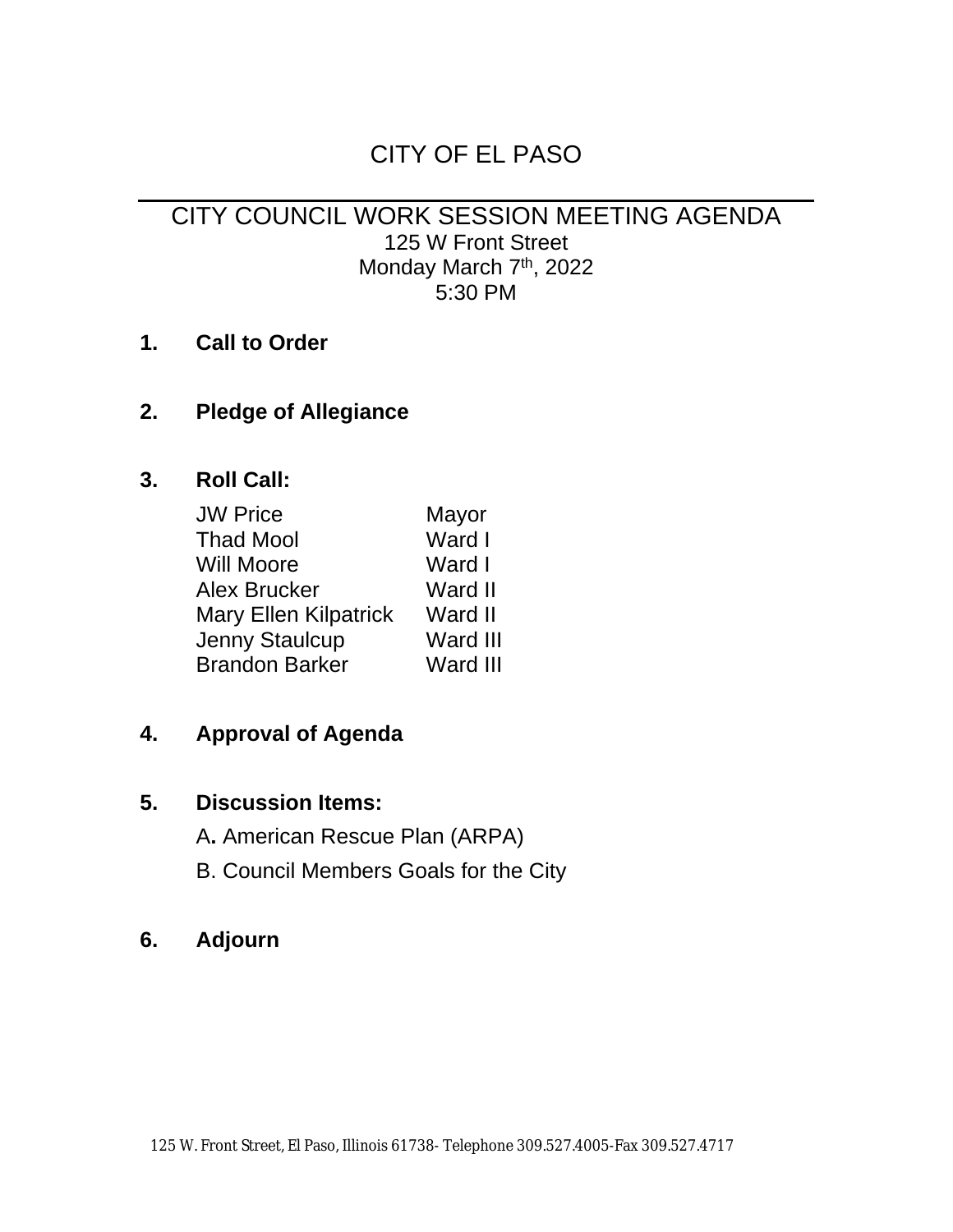# CITY OF EL PASO

## CITY COUNCIL WORK SESSION MEETING AGENDA

125 W Front Street
Monday March 7th, 2022
5:30 PM

**1. Call to Order**

**2. Pledge of Allegiance**

**3. Roll Call:**

| | |
|---|---|
| JW Price | Mayor |
| Thad Mool | Ward I |
| Will Moore | Ward I |
| Alex Brucker | Ward II |
| Mary Ellen Kilpatrick | Ward II |
| Jenny Staulcup | Ward III |
| Brandon Barker | Ward III |

**4. Approval of Agenda**

**5. Discussion Items:**

A**.** American Rescue Plan (ARPA)

B. Council Members Goals for the City

**6. Adjourn**

125 W. Front Street, El Paso, Illinois 61738- Telephone 309.527.4005-Fax 309.527.4717